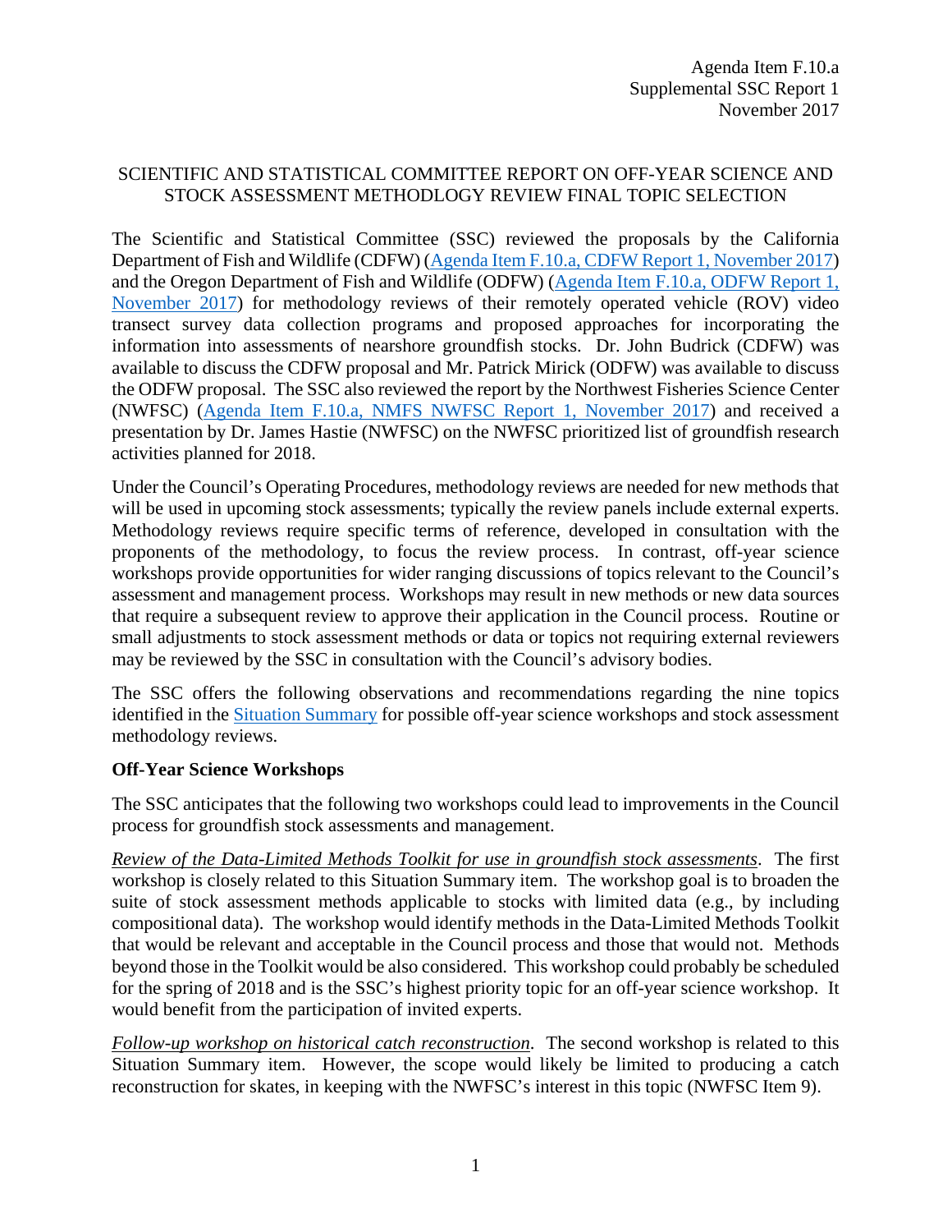Agenda Item F.10.a
Supplemental SSC Report 1
November 2017

# SCIENTIFIC AND STATISTICAL COMMITTEE REPORT ON OFF-YEAR SCIENCE AND STOCK ASSESSMENT METHODOLOGY REVIEW FINAL TOPIC SELECTION

The Scientific and Statistical Committee (SSC) reviewed the proposals by the California Department of Fish and Wildlife (CDFW) (Agenda Item F.10.a, CDFW Report 1, November 2017) and the Oregon Department of Fish and Wildlife (ODFW) (Agenda Item F.10.a, ODFW Report 1, November 2017) for methodology reviews of their remotely operated vehicle (ROV) video transect survey data collection programs and proposed approaches for incorporating the information into assessments of nearshore groundfish stocks. Dr. John Budrick (CDFW) was available to discuss the CDFW proposal and Mr. Patrick Mirick (ODFW) was available to discuss the ODFW proposal. The SSC also reviewed the report by the Northwest Fisheries Science Center (NWFSC) (Agenda Item F.10.a, NMFS NWFSC Report 1, November 2017) and received a presentation by Dr. James Hastie (NWFSC) on the NWFSC prioritized list of groundfish research activities planned for 2018.

Under the Council's Operating Procedures, methodology reviews are needed for new methods that will be used in upcoming stock assessments; typically the review panels include external experts. Methodology reviews require specific terms of reference, developed in consultation with the proponents of the methodology, to focus the review process. In contrast, off-year science workshops provide opportunities for wider ranging discussions of topics relevant to the Council's assessment and management process. Workshops may result in new methods or new data sources that require a subsequent review to approve their application in the Council process. Routine or small adjustments to stock assessment methods or data or topics not requiring external reviewers may be reviewed by the SSC in consultation with the Council's advisory bodies.

The SSC offers the following observations and recommendations regarding the nine topics identified in the Situation Summary for possible off-year science workshops and stock assessment methodology reviews.

## Off-Year Science Workshops

The SSC anticipates that the following two workshops could lead to improvements in the Council process for groundfish stock assessments and management.

*Review of the Data-Limited Methods Toolkit for use in groundfish stock assessments*. The first workshop is closely related to this Situation Summary item. The workshop goal is to broaden the suite of stock assessment methods applicable to stocks with limited data (e.g., by including compositional data). The workshop would identify methods in the Data-Limited Methods Toolkit that would be relevant and acceptable in the Council process and those that would not. Methods beyond those in the Toolkit would be also considered. This workshop could probably be scheduled for the spring of 2018 and is the SSC's highest priority topic for an off-year science workshop. It would benefit from the participation of invited experts.

*Follow-up workshop on historical catch reconstruction*. The second workshop is related to this Situation Summary item. However, the scope would likely be limited to producing a catch reconstruction for skates, in keeping with the NWFSC's interest in this topic (NWFSC Item 9).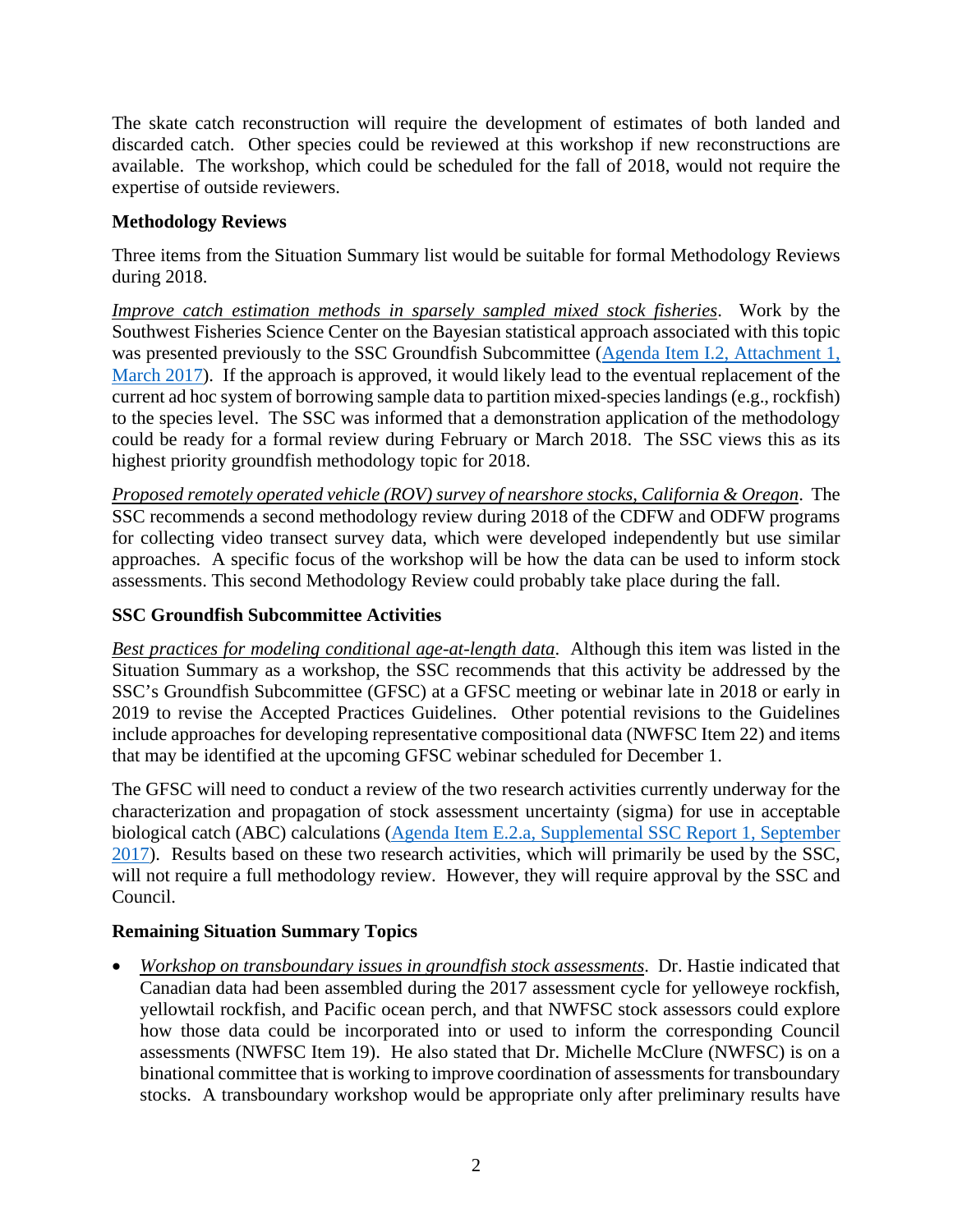The skate catch reconstruction will require the development of estimates of both landed and discarded catch. Other species could be reviewed at this workshop if new reconstructions are available. The workshop, which could be scheduled for the fall of 2018, would not require the expertise of outside reviewers.

**Methodology Reviews**

Three items from the Situation Summary list would be suitable for formal Methodology Reviews during 2018.

*Improve catch estimation methods in sparsely sampled mixed stock fisheries*. Work by the Southwest Fisheries Science Center on the Bayesian statistical approach associated with this topic was presented previously to the SSC Groundfish Subcommittee (Agenda Item I.2, Attachment 1, March 2017). If the approach is approved, it would likely lead to the eventual replacement of the current ad hoc system of borrowing sample data to partition mixed-species landings (e.g., rockfish) to the species level. The SSC was informed that a demonstration application of the methodology could be ready for a formal review during February or March 2018. The SSC views this as its highest priority groundfish methodology topic for 2018.

*Proposed remotely operated vehicle (ROV) survey of nearshore stocks, California & Oregon*. The SSC recommends a second methodology review during 2018 of the CDFW and ODFW programs for collecting video transect survey data, which were developed independently but use similar approaches. A specific focus of the workshop will be how the data can be used to inform stock assessments. This second Methodology Review could probably take place during the fall.

**SSC Groundfish Subcommittee Activities**

*Best practices for modeling conditional age-at-length data*. Although this item was listed in the Situation Summary as a workshop, the SSC recommends that this activity be addressed by the SSC's Groundfish Subcommittee (GFSC) at a GFSC meeting or webinar late in 2018 or early in 2019 to revise the Accepted Practices Guidelines. Other potential revisions to the Guidelines include approaches for developing representative compositional data (NWFSC Item 22) and items that may be identified at the upcoming GFSC webinar scheduled for December 1.

The GFSC will need to conduct a review of the two research activities currently underway for the characterization and propagation of stock assessment uncertainty (sigma) for use in acceptable biological catch (ABC) calculations (Agenda Item E.2.a, Supplemental SSC Report 1, September 2017). Results based on these two research activities, which will primarily be used by the SSC, will not require a full methodology review. However, they will require approval by the SSC and Council.

**Remaining Situation Summary Topics**

- *Workshop on transboundary issues in groundfish stock assessments*. Dr. Hastie indicated that Canadian data had been assembled during the 2017 assessment cycle for yelloweye rockfish, yellowtail rockfish, and Pacific ocean perch, and that NWFSC stock assessors could explore how those data could be incorporated into or used to inform the corresponding Council assessments (NWFSC Item 19). He also stated that Dr. Michelle McClure (NWFSC) is on a binational committee that is working to improve coordination of assessments for transboundary stocks. A transboundary workshop would be appropriate only after preliminary results have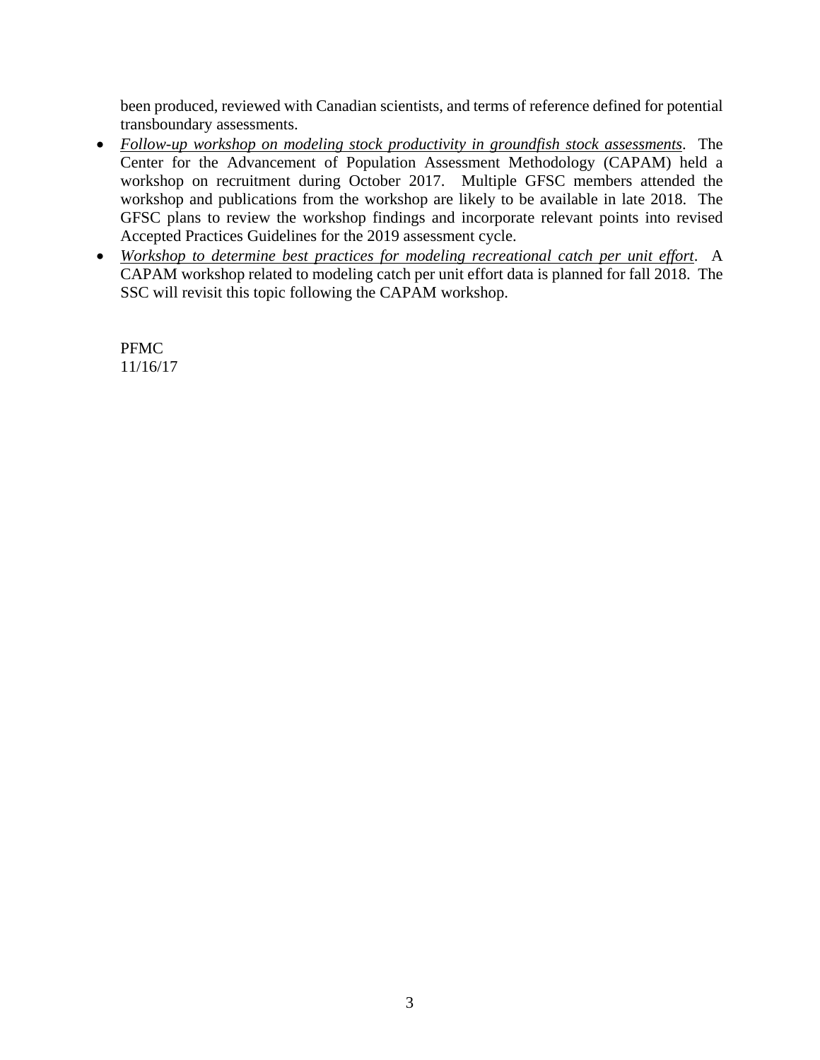been produced, reviewed with Canadian scientists, and terms of reference defined for potential transboundary assessments.

- *Follow-up workshop on modeling stock productivity in groundfish stock assessments*. The Center for the Advancement of Population Assessment Methodology (CAPAM) held a workshop on recruitment during October 2017. Multiple GFSC members attended the workshop and publications from the workshop are likely to be available in late 2018. The GFSC plans to review the workshop findings and incorporate relevant points into revised Accepted Practices Guidelines for the 2019 assessment cycle.
- *Workshop to determine best practices for modeling recreational catch per unit effort*. A CAPAM workshop related to modeling catch per unit effort data is planned for fall 2018. The SSC will revisit this topic following the CAPAM workshop.

PFMC
11/16/17